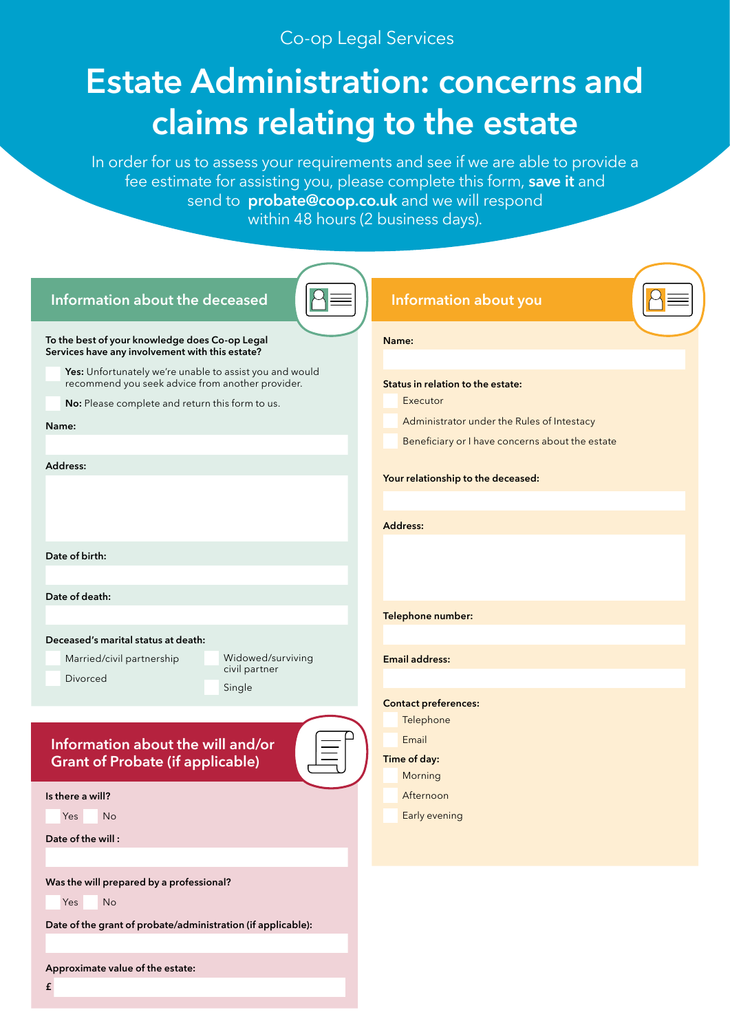Co-op Legal Services

# Estate Administration: concerns and claims relating to the estate

In order for us to assess your requirements and see if we are able to provide a fee estimate for assisting you, please complete this form, **save it** and send to **probate@coop.co.uk** and we will respond within 48 hours (2 business days).

## Information about the deceased

**To the best of your knowledge does Co-op Legal Services have any involvement with this estate?**

- ☐ **Yes:** Unfortunately we're unable to assist you and would recommend you seek advice from another provider.
- ☐ **No:** Please complete and return this form to us.

**Name:**

**Address:**

**Date of birth:**

**Date of death:**

**Deceased's marital status at death:**

- ☐ Married/civil partnership
- ☐ Divorced
- ☐ Widowed/surviving civil partner
- ☐ Single

## Information about the will and/or Grant of Probate (if applicable)

**Is there a will?**

☐ Yes ☐ No

**Date of the will :**

**Was the will prepared by a professional?**

☐ Yes ☐ No

**Date of the grant of probate/administration (if applicable):**

**Approximate value of the estate:**

£

## Information about you

**Name:**

**Status in relation to the estate:**

- ☐ Executor
- ☐ Administrator under the Rules of Intestacy
- ☐ Beneficiary or I have concerns about the estate

**Your relationship to the deceased:**

**Address:**

**Telephone number:**

**Email address:**

**Contact preferences:**

- ☐ Telephone
- ☐ Email

**Time of day:**

- ☐ Morning
- ☐ Afternoon
- ☐ Early evening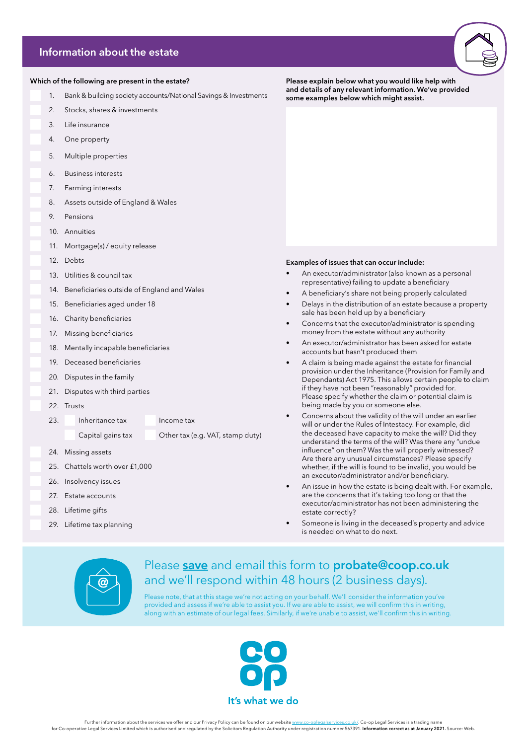## Information about the estate

**Which of the following are present in the estate?**

1. Bank & building society accounts/National Savings & Investments
2. Stocks, shares & investments
3. Life insurance
4. One property
5. Multiple properties
6. Business interests
7. Farming interests
8. Assets outside of England & Wales
9. Pensions
10. Annuities
11. Mortgage(s) / equity release
12. Debts
13. Utilities & council tax
14. Beneficiaries outside of England and Wales
15. Beneficiaries aged under 18
16. Charity beneficiaries
17. Missing beneficiaries
18. Mentally incapable beneficiaries
19. Deceased beneficiaries
20. Disputes in the family
21. Disputes with third parties
22. Trusts
23. Inheritance tax / Income tax / Capital gains tax / Other tax (e.g. VAT, stamp duty)
24. Missing assets
25. Chattels worth over £1,000
26. Insolvency issues
27. Estate accounts
28. Lifetime gifts
29. Lifetime tax planning

**Please explain below what you would like help with and details of any relevant information. We've provided some examples below which might assist.**

**Examples of issues that can occur include:**

- An executor/administrator (also known as a personal representative) failing to update a beneficiary
- A beneficiary's share not being properly calculated
- Delays in the distribution of an estate because a property sale has been held up by a beneficiary
- Concerns that the executor/administrator is spending money from the estate without any authority
- An executor/administrator has been asked for estate accounts but hasn't produced them
- A claim is being made against the estate for financial provision under the Inheritance (Provision for Family and Dependants) Act 1975. This allows certain people to claim if they have not been "reasonably" provided for. Please specify whether the claim or potential claim is being made by you or someone else.
- Concerns about the validity of the will under an earlier will or under the Rules of Intestacy. For example, did the deceased have capacity to make the will? Did they understand the terms of the will? Was there any "undue influence" on them? Was the will properly witnessed? Are there any unusual circumstances? Please specify whether, if the will is found to be invalid, you would be an executor/administrator and/or beneficiary.
- An issue in how the estate is being dealt with. For example, are the concerns that it's taking too long or that the executor/administrator has not been administering the estate correctly?
- Someone is living in the deceased's property and advice is needed on what to do next.

Please **save** and email this form to **probate@coop.co.uk** and we'll respond within 48 hours (2 business days).

Please note, that at this stage we're not acting on your behalf. We'll consider the information you've provided and assess if we're able to assist you. If we are able to assist, we will confirm this in writing, along with an estimate of our legal fees. Similarly, if we're unable to assist, we'll confirm this in writing.

co op

It's what we do

Further information about the services we offer and our Privacy Policy can be found on our website www.co-oplegalservices.co.uk/. Co-op Legal Services is a trading name for Co-operative Legal Services Limited which is authorised and regulated by the Solicitors Regulation Authority under registration number 567391. **Information correct as at January 2021.** Source: Web.